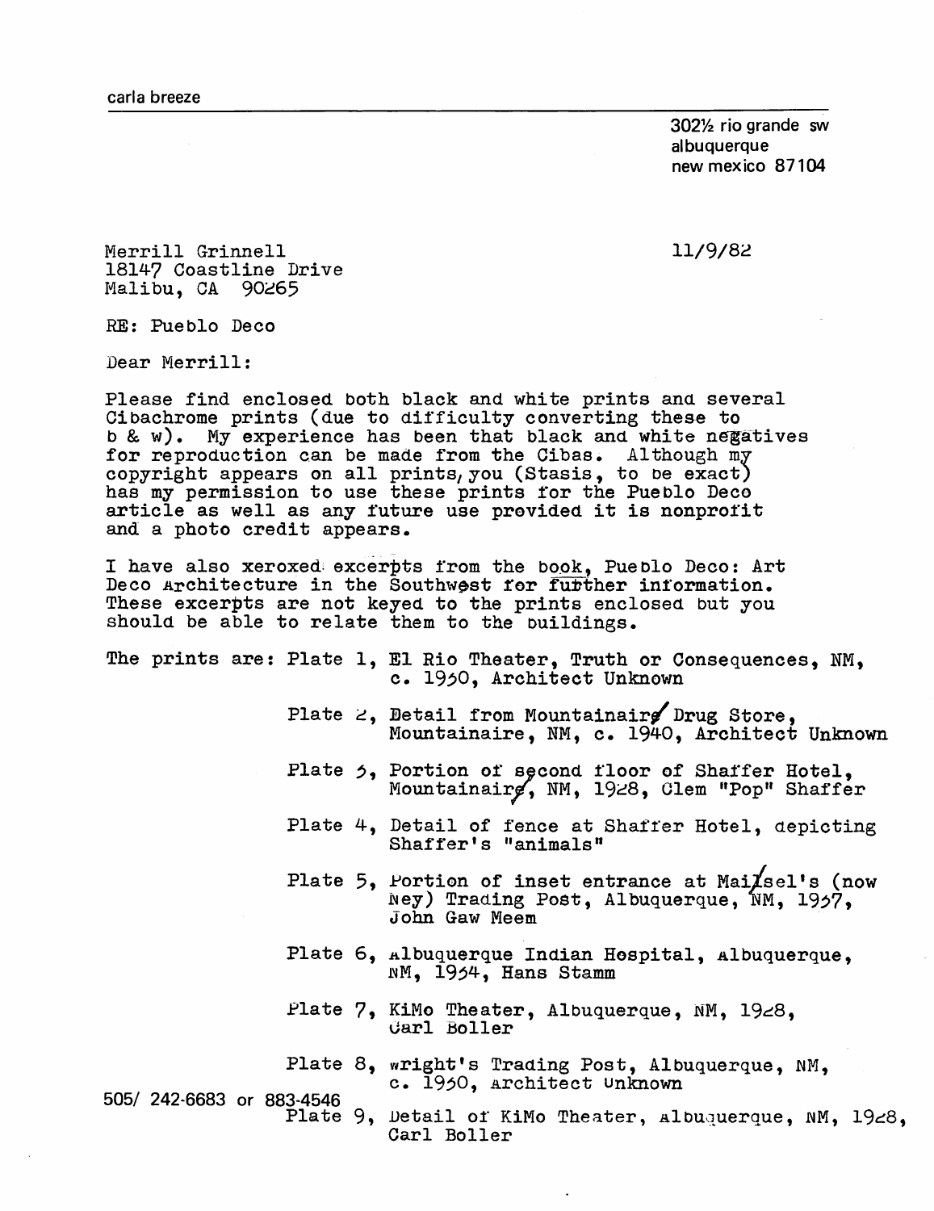carla breeze

302½ rio grande sw
albuquerque
new mexico 87104

Merrill Grinnell
18147 Coastline Drive
Malibu, CA 90265

11/9/82

RE: Pueblo Deco

Dear Merrill:

Please find enclosed both black and white prints and several Cibachrome prints (due to difficulty converting these to b & w). My experience has been that black and white negatives for reproduction can be made from the Cibas. Although my copyright appears on all prints, you (Stasis, to be exact) has my permission to use these prints for the Pueblo Deco article as well as any future use provided it is nonprofit and a photo credit appears.

I have also xeroxed excerpts from the book, Pueblo Deco: Art Deco Architecture in the Southwest for further information. These excerpts are not keyed to the prints enclosed but you should be able to relate them to the buildings.

The prints are: Plate 1, El Rio Theater, Truth or Consequences, NM, c. 1930, Architect Unknown

Plate 2, Detail from Mountainair Drug Store, Mountainaire, NM, c. 1940, Architect Unknown

Plate 3, Portion of second floor of Shaffer Hotel, Mountainair, NM, 1928, Clem "Pop" Shaffer

Plate 4, Detail of fence at Shaffer Hotel, depicting Shaffer's "animals"

Plate 5, Portion of inset entrance at Maisel's (now Ney) Trading Post, Albuquerque, NM, 1937, John Gaw Meem

Plate 6, Albuquerque Indian Hospital, Albuquerque, NM, 1934, Hans Stamm

Plate 7, KiMo Theater, Albuquerque, NM, 1928, Carl Boller

Plate 8, Wright's Trading Post, Albuquerque, NM, c. 1930, Architect Unknown

Plate 9, Detail of KiMo Theater, Albuquerque, NM, 1928, Carl Boller

505/ 242-6683 or 883-4546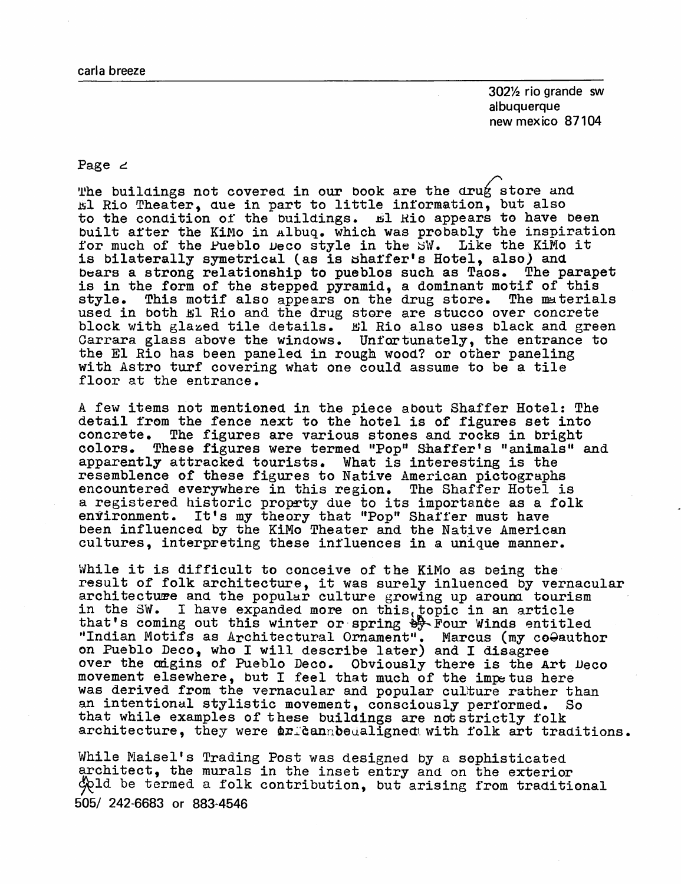carla breeze

302½ rio grande sw
albuquerque
new mexico 87104

Page 2

The buildings not covered in our book are the drug store and El Rio Theater, due in part to little information, but also to the condition of the buildings. El Rio appears to have been built after the KiMo in Albuq. which was probably the inspiration for much of the Pueblo Deco style in the SW. Like the KiMo it is bilaterally symetrical (as is Shaffer's Hotel, also) and bears a strong relationship to pueblos such as Taos. The parapet is in the form of the stepped pyramid, a dominant motif of this style. This motif also appears on the drug store. The materials used in both El Rio and the drug store are stucco over concrete block with glazed tile details. El Rio also uses black and green Carrara glass above the windows. Unfortunately, the entrance to the El Rio has been paneled in rough wood? or other paneling with Astro turf covering what one could assume to be a tile floor at the entrance.

A few items not mentioned in the piece about Shaffer Hotel: The detail from the fence next to the hotel is of figures set into concrete. The figures are various stones and rocks in bright colors. These figures were termed "Pop" Shaffer's "animals" and apparently attracked tourists. What is interesting is the resemblence of these figures to Native American pictographs encountered everywhere in this region. The Shaffer Hotel is a registered historic property due to its importance as a folk environment. It's my theory that "Pop" Shaffer must have been influenced by the KiMo Theater and the Native American cultures, interpreting these influences in a unique manner.

While it is difficult to conceive of the KiMo as being the result of folk architecture, it was surely inluenced by vernacular architecture and the popular culture growing up around tourism in the SW. I have expanded more on this topic in an article that's coming out this winter or spring by Four Winds entitled "Indian Motifs as Architectural Ornament". Marcus (my co-author on Pueblo Deco, who I will describe later) and I disagree over the origins of Pueblo Deco. Obviously there is the Art Deco movement elsewhere, but I feel that much of the impetus here was derived from the vernacular and popular culture rather than an intentional stylistic movement, consciously performed. So that while examples of these buildings are not strictly folk architecture, they were or can be aligned with folk art traditions.

While Maisel's Trading Post was designed by a sophisticated architect, the murals in the inset entry and on the exterior could be termed a folk contribution, but arising from traditional

505/ 242-6683 or 883-4546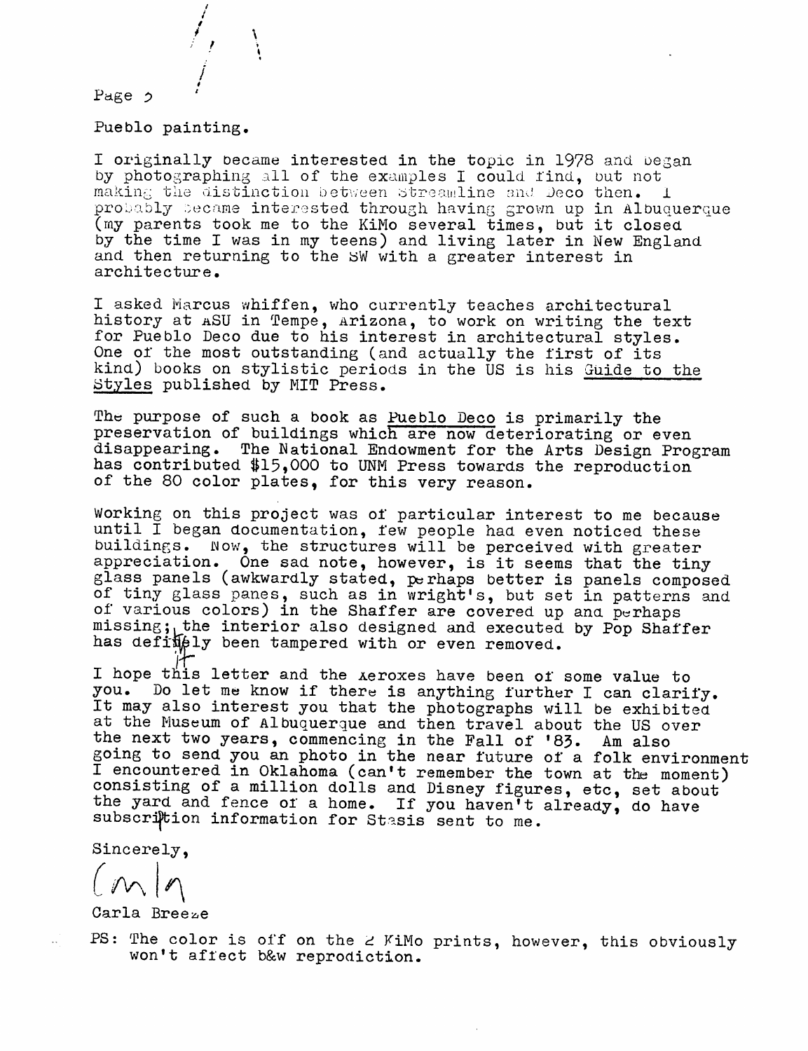Pueblo painting.

I originally became interested in the topic in 1978 and began by photographing all of the examples I could find, but not making the distinction between Streamline and Deco then. I probably became interested through having grown up in Albuquerque (my parents took me to the KiMo several times, but it closed by the time I was in my teens) and living later in New England and then returning to the SW with a greater interest in architecture.

I asked Marcus Whiffen, who currently teaches architectural history at ASU in Tempe, Arizona, to work on writing the text for Pueblo Deco due to his interest in architectural styles. One of the most outstanding (and actually the first of its kind) books on stylistic periods in the US is his Guide to the Styles published by MIT Press.

The purpose of such a book as Pueblo Deco is primarily the preservation of buildings which are now deteriorating or even disappearing. The National Endowment for the Arts Design Program has contributed $15,000 to UNM Press towards the reproduction of the 80 color plates, for this very reason.

Working on this project was of particular interest to me because until I began documentation, few people had even noticed these buildings. Now, the structures will be perceived with greater appreciation. One sad note, however, is it seems that the tiny glass panels (awkwardly stated, perhaps better is panels composed of tiny glass panes, such as in Wright's, but set in patterns and of various colors) in the Shaffer are covered up and perhaps missing; the interior also designed and executed by Pop Shaffer has definitely been tampered with or even removed.

I hope this letter and the Xeroxes have been of some value to you. Do let me know if there is anything further I can clarify. It may also interest you that the photographs will be exhibited at the Museum of Albuquerque and then travel about the US over the next two years, commencing in the Fall of '83. Am also going to send you an photo in the near future of a folk environment I encountered in Oklahoma (can't remember the town at the moment) consisting of a million dolls and Disney figures, etc, set about the yard and fence of a home. If you haven't already, do have subscription information for Stasis sent to me.

Sincerely,

Carla Breeze

PS: The color is off on the 2 KiMo prints, however, this obviously won't affect b&w reprodiction.